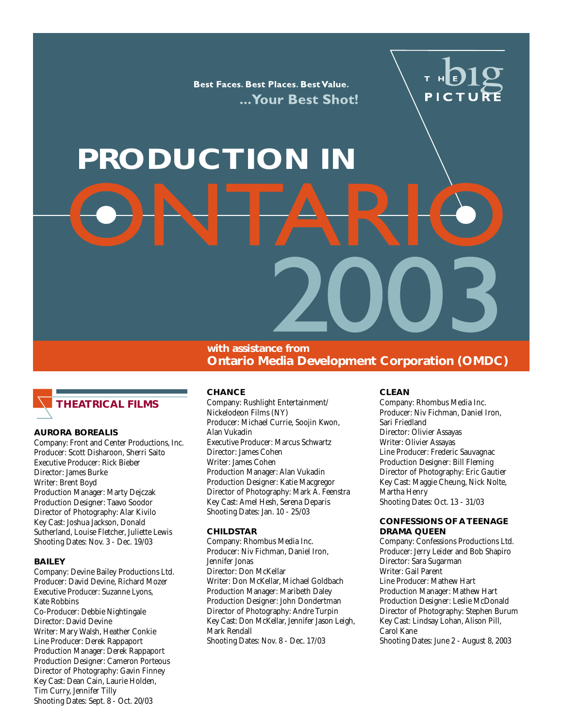Best Faces. Best Places. Best Value.
...Your Best Shot!

THE big PICTURE

# PRODUCTION IN ONTARIO 2003

with assistance from
**Ontario Media Development Corporation (OMDC)**

## THEATRICAL FILMS

### AURORA BOREALIS

Company: Front and Center Productions, Inc.
Producer: Scott Disharoon, Sherri Saito
Executive Producer: Rick Bieber
Director: James Burke
Writer: Brent Boyd
Production Manager: Marty Dejczak
Production Designer: Taavo Soodor
Director of Photography: Alar Kivilo
Key Cast: Joshua Jackson, Donald Sutherland, Louise Fletcher, Juliette Lewis
Shooting Dates: Nov. 3 - Dec. 19/03

### BAILEY

Company: Devine Bailey Productions Ltd.
Producer: David Devine, Richard Mozer
Executive Producer: Suzanne Lyons, Kate Robbins
Co-Producer: Debbie Nightingale
Director: David Devine
Writer: Mary Walsh, Heather Conkie
Line Producer: Derek Rappaport
Production Manager: Derek Rappaport
Production Designer: Cameron Porteous
Director of Photography: Gavin Finney
Key Cast: Dean Cain, Laurie Holden, Tim Curry, Jennifer Tilly
Shooting Dates: Sept. 8 - Oct. 20/03

### CHANCE

Company: Rushlight Entertainment/ Nickelodeon Films (NY)
Producer: Michael Currie, Soojin Kwon, Alan Vukadin
Executive Producer: Marcus Schwartz
Director: James Cohen
Writer: James Cohen
Production Manager: Alan Vukadin
Production Designer: Katie Macgregor
Director of Photography: Mark A. Feenstra
Key Cast: Amel Hesh, Serena Deparis
Shooting Dates: Jan. 10 - 25/03

### CHILDSTAR

Company: Rhombus Media Inc.
Producer: Niv Fichman, Daniel Iron, Jennifer Jonas
Director: Don McKellar
Writer: Don McKellar, Michael Goldbach
Production Manager: Maribeth Daley
Production Designer: John Dondertman
Director of Photography: Andre Turpin
Key Cast: Don McKellar, Jennifer Jason Leigh, Mark Rendall
Shooting Dates: Nov. 8 - Dec. 17/03

### CLEAN

Company: Rhombus Media Inc.
Producer: Niv Fichman, Daniel Iron, Sari Friedland
Director: Olivier Assayas
Writer: Olivier Assayas
Line Producer: Frederic Sauvagnac
Production Designer: Bill Fleming
Director of Photography: Eric Gautier
Key Cast: Maggie Cheung, Nick Nolte, Martha Henry
Shooting Dates: Oct. 13 - 31/03

### CONFESSIONS OF A TEENAGE DRAMA QUEEN

Company: Confessions Productions Ltd.
Producer: Jerry Leider and Bob Shapiro
Director: Sara Sugarman
Writer: Gail Parent
Line Producer: Mathew Hart
Production Manager: Mathew Hart
Production Designer: Leslie McDonald
Director of Photography: Stephen Burum
Key Cast: Lindsay Lohan, Alison Pill, Carol Kane
Shooting Dates: June 2 - August 8, 2003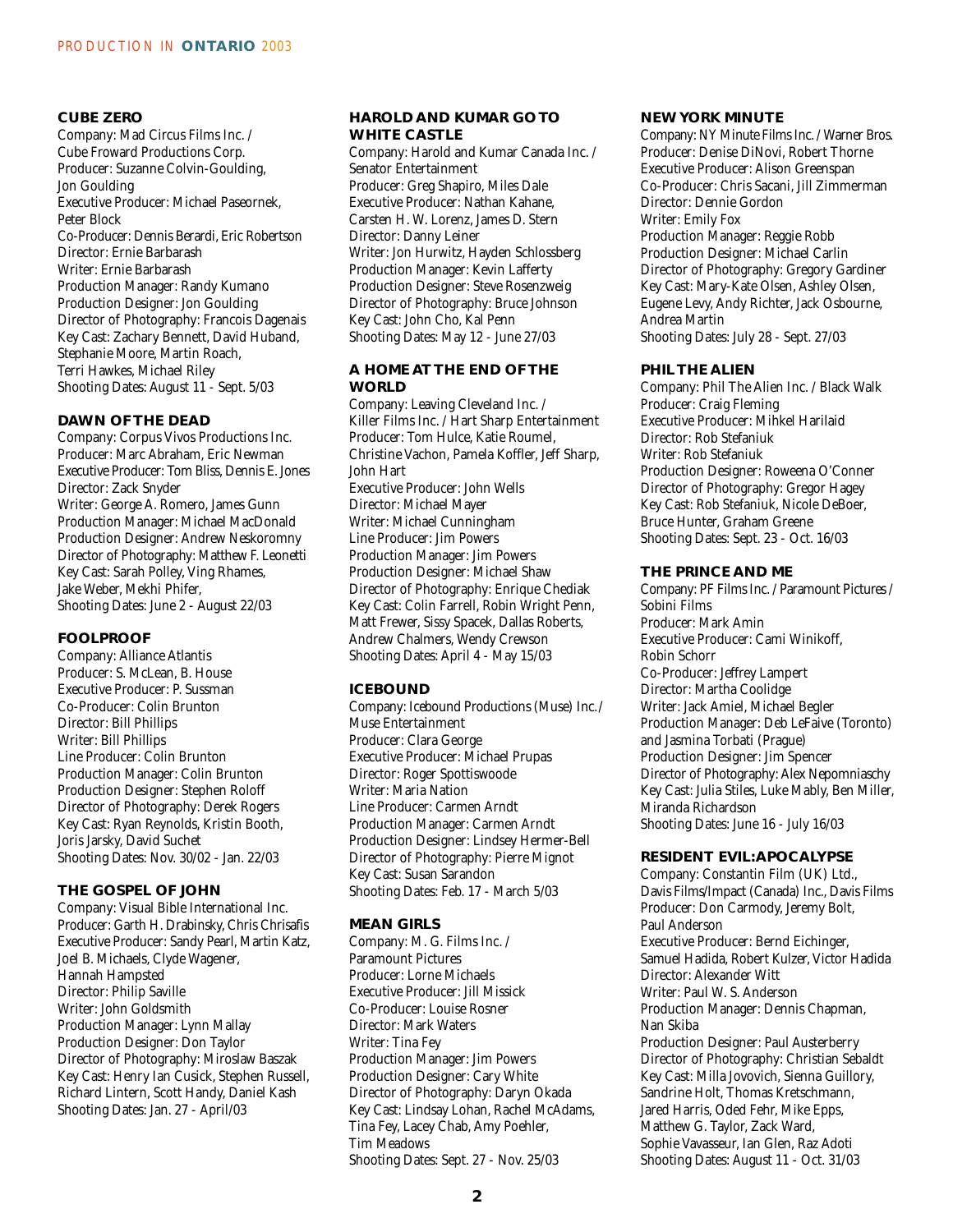### CUBE ZERO

Company: Mad Circus Films Inc. / Cube Froward Productions Corp.
Producer: Suzanne Colvin-Goulding, Jon Goulding
Executive Producer: Michael Paseornek, Peter Block
Co-Producer: Dennis Berardi, Eric Robertson
Director: Ernie Barbarash
Writer: Ernie Barbarash
Production Manager: Randy Kumano
Production Designer: Jon Goulding
Director of Photography: Francois Dagenais
Key Cast: Zachary Bennett, David Huband, Stephanie Moore, Martin Roach, Terri Hawkes, Michael Riley
Shooting Dates: August 11 - Sept. 5/03

### DAWN OF THE DEAD

Company: Corpus Vivos Productions Inc.
Producer: Marc Abraham, Eric Newman
Executive Producer: Tom Bliss, Dennis E. Jones
Director: Zack Snyder
Writer: George A. Romero, James Gunn
Production Manager: Michael MacDonald
Production Designer: Andrew Neskoromny
Director of Photography: Matthew F. Leonetti
Key Cast: Sarah Polley, Ving Rhames, Jake Weber, Mekhi Phifer,
Shooting Dates: June 2 - August 22/03

### FOOLPROOF

Company: Alliance Atlantis
Producer: S. McLean, B. House
Executive Producer: P. Sussman
Co-Producer: Colin Brunton
Director: Bill Phillips
Writer: Bill Phillips
Line Producer: Colin Brunton
Production Manager: Colin Brunton
Production Designer: Stephen Roloff
Director of Photography: Derek Rogers
Key Cast: Ryan Reynolds, Kristin Booth, Joris Jarsky, David Suchet
Shooting Dates: Nov. 30/02 - Jan. 22/03

### THE GOSPEL OF JOHN

Company: Visual Bible International Inc.
Producer: Garth H. Drabinsky, Chris Chrisafis
Executive Producer: Sandy Pearl, Martin Katz, Joel B. Michaels, Clyde Wagener, Hannah Hampsted
Director: Philip Saville
Writer: John Goldsmith
Production Manager: Lynn Mallay
Production Designer: Don Taylor
Director of Photography: Miroslaw Baszak
Key Cast: Henry Ian Cusick, Stephen Russell, Richard Lintern, Scott Handy, Daniel Kash
Shooting Dates: Jan. 27 - April/03

### HAROLD AND KUMAR GO TO WHITE CASTLE

Company: Harold and Kumar Canada Inc. / Senator Entertainment
Producer: Greg Shapiro, Miles Dale
Executive Producer: Nathan Kahane, Carsten H. W. Lorenz, James D. Stern
Director: Danny Leiner
Writer: Jon Hurwitz, Hayden Schlossberg
Production Manager: Kevin Lafferty
Production Designer: Steve Rosenzweig
Director of Photography: Bruce Johnson
Key Cast: John Cho, Kal Penn
Shooting Dates: May 12 - June 27/03

### A HOME AT THE END OF THE WORLD

Company: Leaving Cleveland Inc. / Killer Films Inc. / Hart Sharp Entertainment
Producer: Tom Hulce, Katie Roumel, Christine Vachon, Pamela Koffler, Jeff Sharp, John Hart
Executive Producer: John Wells
Director: Michael Mayer
Writer: Michael Cunningham
Line Producer: Jim Powers
Production Manager: Jim Powers
Production Designer: Michael Shaw
Director of Photography: Enrique Chediak
Key Cast: Colin Farrell, Robin Wright Penn, Matt Frewer, Sissy Spacek, Dallas Roberts, Andrew Chalmers, Wendy Crewson
Shooting Dates: April 4 - May 15/03

### ICEBOUND

Company: Icebound Productions (Muse) Inc. / Muse Entertainment
Producer: Clara George
Executive Producer: Michael Prupas
Director: Roger Spottiswoode
Writer: Maria Nation
Line Producer: Carmen Arndt
Production Manager: Carmen Arndt
Production Designer: Lindsey Hermer-Bell
Director of Photography: Pierre Mignot
Key Cast: Susan Sarandon
Shooting Dates: Feb. 17 - March 5/03

### MEAN GIRLS

Company: M. G. Films Inc. / Paramount Pictures
Producer: Lorne Michaels
Executive Producer: Jill Missick
Co-Producer: Louise Rosner
Director: Mark Waters
Writer: Tina Fey
Production Manager: Jim Powers
Production Designer: Cary White
Director of Photography: Daryn Okada
Key Cast: Lindsay Lohan, Rachel McAdams, Tina Fey, Lacey Chab, Amy Poehler, Tim Meadows
Shooting Dates: Sept. 27 - Nov. 25/03

### NEW YORK MINUTE

Company: NY Minute Films Inc. / Warner Bros.
Producer: Denise DiNovi, Robert Thorne
Executive Producer: Alison Greenspan
Co-Producer: Chris Sacani, Jill Zimmerman
Director: Dennie Gordon
Writer: Emily Fox
Production Manager: Reggie Robb
Production Designer: Michael Carlin
Director of Photography: Gregory Gardiner
Key Cast: Mary-Kate Olsen, Ashley Olsen, Eugene Levy, Andy Richter, Jack Osbourne, Andrea Martin
Shooting Dates: July 28 - Sept. 27/03

### PHIL THE ALIEN

Company: Phil The Alien Inc. / Black Walk
Producer: Craig Fleming
Executive Producer: Mihkel Harilaid
Director: Rob Stefaniuk
Writer: Rob Stefaniuk
Production Designer: Roweena O'Conner
Director of Photography: Gregor Hagey
Key Cast: Rob Stefaniuk, Nicole DeBoer, Bruce Hunter, Graham Greene
Shooting Dates: Sept. 23 - Oct. 16/03

### THE PRINCE AND ME

Company: PF Films Inc. / Paramount Pictures / Sobini Films
Producer: Mark Amin
Executive Producer: Cami Winikoff, Robin Schorr
Co-Producer: Jeffrey Lampert
Director: Martha Coolidge
Writer: Jack Amiel, Michael Begler
Production Manager: Deb LeFaive (Toronto) and Jasmina Torbati (Prague)
Production Designer: Jim Spencer
Director of Photography: Alex Nepomniaschy
Key Cast: Julia Stiles, Luke Mably, Ben Miller, Miranda Richardson
Shooting Dates: June 16 - July 16/03

### RESIDENT EVIL:APOCALYPSE

Company: Constantin Film (UK) Ltd., Davis Films/Impact (Canada) Inc., Davis Films
Producer: Don Carmody, Jeremy Bolt, Paul Anderson
Executive Producer: Bernd Eichinger, Samuel Hadida, Robert Kulzer, Victor Hadida
Director: Alexander Witt
Writer: Paul W. S. Anderson
Production Manager: Dennis Chapman, Nan Skiba
Production Designer: Paul Austerberry
Director of Photography: Christian Sebaldt
Key Cast: Milla Jovovich, Sienna Guillory, Sandrine Holt, Thomas Kretschmann, Jared Harris, Oded Fehr, Mike Epps, Matthew G. Taylor, Zack Ward, Sophie Vavasseur, Ian Glen, Raz Adoti
Shooting Dates: August 11 - Oct. 31/03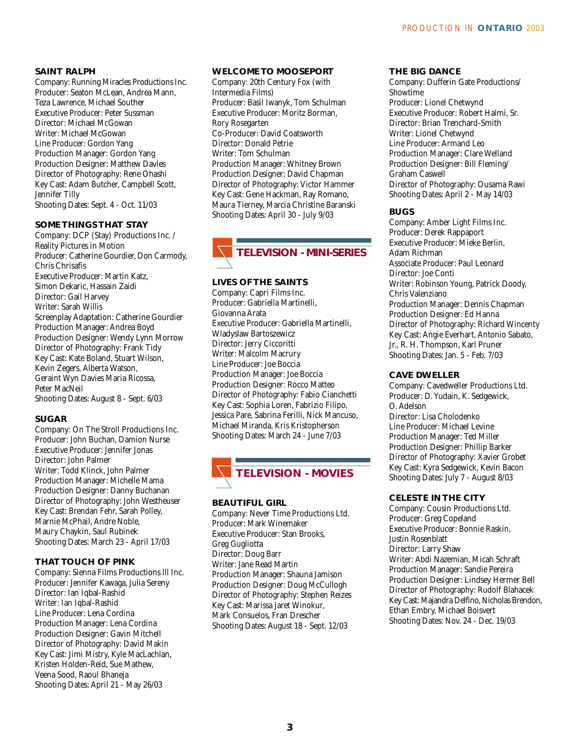### SAINT RALPH

Company: Running Miracles Productions Inc.
Producer: Seaton McLean, Andrea Mann, Teza Lawrence, Michael Souther
Executive Producer: Peter Sussman
Director: Michael McGowan
Writer: Michael McGowan
Line Producer: Gordon Yang
Production Manager: Gordon Yang
Production Designer: Matthew Davies
Director of Photography: Rene Ohashi
Key Cast: Adam Butcher, Campbell Scott, Jennifer Tilly
Shooting Dates: Sept. 4 - Oct. 11/03

### SOME THINGS THAT STAY

Company: DCP (Stay) Productions Inc. / Reality Pictures in Motion
Producer: Catherine Gourdier, Don Carmody, Chris Chrisafis
Executive Producer: Martin Katz, Simon Dekaric, Hassain Zaidi
Director: Gail Harvey
Writer: Sarah Willis
Screenplay Adaptation: Catherine Gourdier
Production Manager: Andrea Boyd
Production Designer: Wendy Lynn Morrow
Director of Photography: Frank Tidy
Key Cast: Kate Boland, Stuart Wilson, Kevin Zegers, Alberta Watson, Geraint Wyn Davies Maria Ricossa, Peter MacNeil
Shooting Dates: August 8 - Sept. 6/03

### SUGAR

Company: On The Stroll Productions Inc.
Producer: John Buchan, Damion Nurse
Executive Producer: Jennifer Jonas
Director: John Palmer
Writer: Todd Klinck, John Palmer
Production Manager: Michelle Mama
Production Designer: Danny Buchanan
Director of Photography: John Westheuser
Key Cast: Brendan Fehr, Sarah Polley, Marnie McPhail, Andre Noble, Maury Chaykin, Saul Rubinek
Shooting Dates: March 23 - April 17/03

### THAT TOUCH OF PINK

Company: Sienna Films Productions lll Inc.
Producer: Jennifer Kawaga, Julia Sereny
Director: Ian Iqbal-Rashid
Writer: Ian Iqbal-Rashid
Line Producer: Lena Cordina
Production Manager: Lena Cordina
Production Designer: Gavin Mitchell
Director of Photography: David Makin
Key Cast: Jimi Mistry, Kyle MacLachlan, Kristen Holden-Reid, Sue Mathew, Veena Sood, Raoul Bhaneja
Shooting Dates: April 21 - May 26/03

### WELCOME TO MOOSEPORT

Company: 20th Century Fox (with Intermedia Films)
Producer: Basil Iwanyk, Tom Schulman
Executive Producer: Moritz Borman, Rory Rosegarten
Co-Producer: David Coatsworth
Director: Donald Petrie
Writer: Tom Schulman
Production Manager: Whitney Brown
Production Designer: David Chapman
Director of Photography: Victor Hammer
Key Cast: Gene Hackman, Ray Romano, Maura Tierney, Marcia Christine Baranski
Shooting Dates: April 30 - July 9/03

## TELEVISION - MINI-SERIES

### LIVES OF THE SAINTS

Company: Capri Films Inc.
Producer: Gabriella Martinelli, Giovanna Arata
Executive Producer: Gabriella Martinelli, Wladyslaw Bartoszewicz
Director: Jerry Ciccoritti
Writer: Malcolm Macrury
Line Producer: Joe Boccia
Production Manager: Joe Boccia
Production Designer: Rocco Matteo
Director of Photography: Fabio Cianchetti
Key Cast: Sophia Loren, Fabrizio Filipo, Jessica Pare, Sabrina Ferilli, Nick Mancuso, Michael Miranda, Kris Kristopherson
Shooting Dates: March 24 - June 7/03

## TELEVISION - MOVIES

### BEAUTIFUL GIRL

Company: Never Time Productions Ltd.
Producer: Mark Winemaker
Executive Producer: Stan Brooks, Greg Gugliotta
Director: Doug Barr
Writer: Jane Read Martin
Production Manager: Shauna Jamison
Production Designer: Doug McCullogh
Director of Photography: Stephen Reizes
Key Cast: Marissa Jaret Winokur, Mark Consuelos, Fran Drescher
Shooting Dates: August 18 - Sept. 12/03

### THE BIG DANCE

Company: Dufferin Gate Productions/ Showtime
Producer: Lionel Chetwynd
Executive Producer: Robert Halmi, Sr.
Director: Brian Trenchard-Smith
Writer: Lionel Chetwynd
Line Producer: Armand Leo
Production Manager: Clare Welland
Production Designer: Bill Fleming/ Graham Caswell
Director of Photography: Ousama Rawi
Shooting Dates: April 2 - May 14/03

### BUGS

Company: Amber Light Films Inc.
Producer: Derek Rappaport
Executive Producer: Mieke Berlin, Adam Richman
Associate Producer: Paul Leonard
Director: Joe Conti
Writer: Robinson Young, Patrick Doody, Chris Valenziano
Production Manager: Dennis Chapman
Production Designer: Ed Hanna
Director of Photography: Richard Wincenty
Key Cast: Angie Everhart, Antonio Sabato, Jr., R. H. Thompson, Karl Pruner
Shooting Dates: Jan. 5 - Feb. 7/03

### CAVE DWELLER

Company: Cavedweller Productions Ltd.
Producer: D. Yudain, K. Sedgewick, O. Adelson
Director: Lisa Cholodenko
Line Producer: Michael Levine
Production Manager: Ted Miller
Production Designer: Phillip Barker
Director of Photography: Xavier Grobet
Key Cast: Kyra Sedgewick, Kevin Bacon
Shooting Dates: July 7 - August 8/03

### CELESTE IN THE CITY

Company: Cousin Productions Ltd.
Producer: Greg Copeland
Executive Producer: Bonnie Raskin, Justin Rosenblatt
Director: Larry Shaw
Writer: Abdi Nazemian, Micah Schraft
Production Manager: Sandie Pereira
Production Designer: Lindsey Hermer Bell
Director of Photography: Rudolf Blahacek
Key Cast: Majandra Delfino, Nicholas Brendon, Ethan Embry, Michael Boisvert
Shooting Dates: Nov. 24 - Dec. 19/03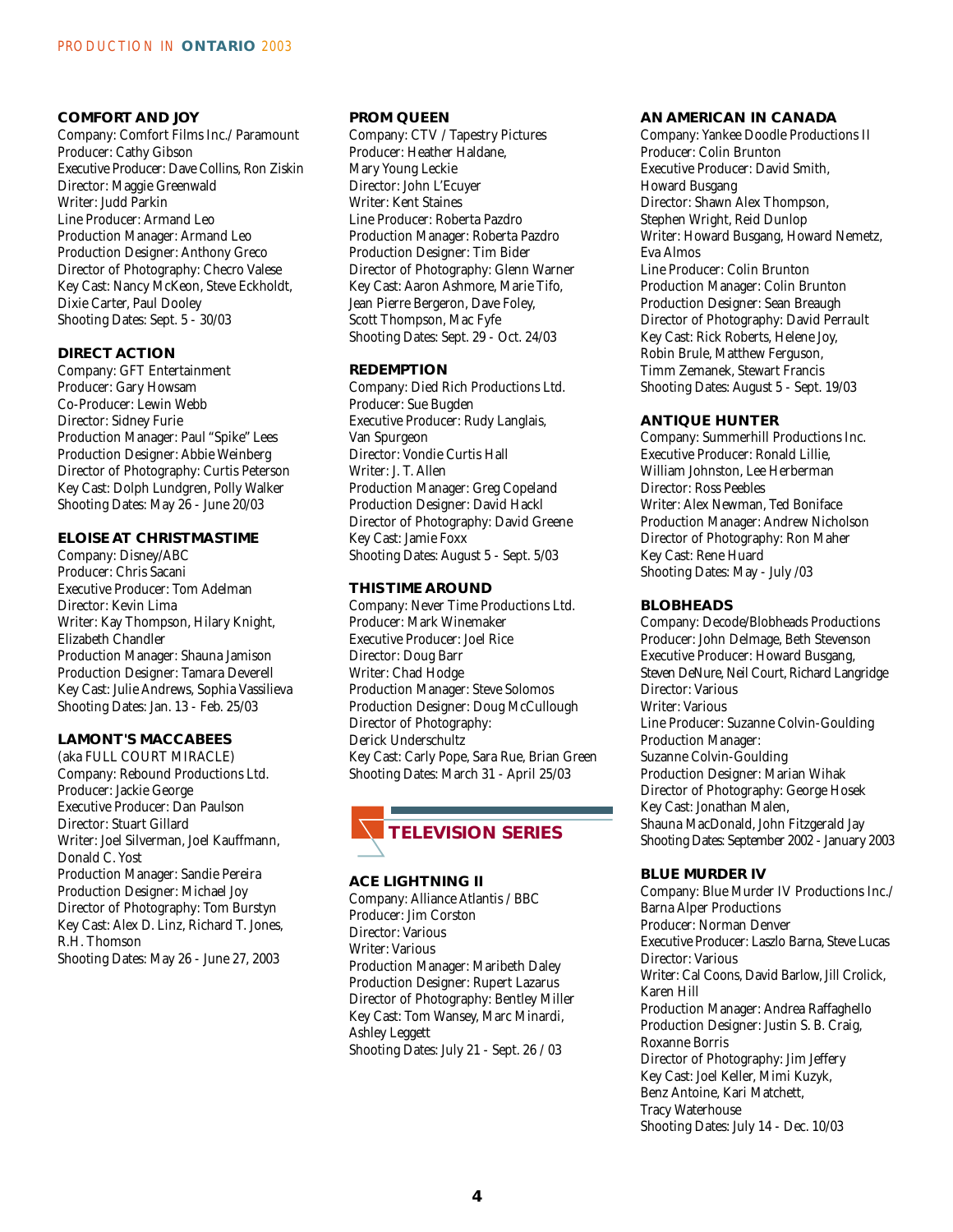### COMFORT AND JOY

Company: Comfort Films Inc./ Paramount
Producer: Cathy Gibson
Executive Producer: Dave Collins, Ron Ziskin
Director: Maggie Greenwald
Writer: Judd Parkin
Line Producer: Armand Leo
Production Manager: Armand Leo
Production Designer: Anthony Greco
Director of Photography: Checro Valese
Key Cast: Nancy McKeon, Steve Eckholdt, Dixie Carter, Paul Dooley
Shooting Dates: Sept. 5 - 30/03

### DIRECT ACTION

Company: GFT Entertainment
Producer: Gary Howsam
Co-Producer: Lewin Webb
Director: Sidney Furie
Production Manager: Paul "Spike" Lees
Production Designer: Abbie Weinberg
Director of Photography: Curtis Peterson
Key Cast: Dolph Lundgren, Polly Walker
Shooting Dates: May 26 - June 20/03

### ELOISE AT CHRISTMASTIME

Company: Disney/ABC
Producer: Chris Sacani
Executive Producer: Tom Adelman
Director: Kevin Lima
Writer: Kay Thompson, Hilary Knight, Elizabeth Chandler
Production Manager: Shauna Jamison
Production Designer: Tamara Deverell
Key Cast: Julie Andrews, Sophia Vassilieva
Shooting Dates: Jan. 13 - Feb. 25/03

### LAMONT'S MACCABEES

(aka FULL COURT MIRACLE)
Company: Rebound Productions Ltd.
Producer: Jackie George
Executive Producer: Dan Paulson
Director: Stuart Gillard
Writer: Joel Silverman, Joel Kauffmann, Donald C. Yost
Production Manager: Sandie Pereira
Production Designer: Michael Joy
Director of Photography: Tom Burstyn
Key Cast: Alex D. Linz, Richard T. Jones, R.H. Thomson
Shooting Dates: May 26 - June 27, 2003

### PROM QUEEN

Company: CTV / Tapestry Pictures
Producer: Heather Haldane, Mary Young Leckie
Director: John L'Ecuyer
Writer: Kent Staines
Line Producer: Roberta Pazdro
Production Manager: Roberta Pazdro
Production Designer: Tim Bider
Director of Photography: Glenn Warner
Key Cast: Aaron Ashmore, Marie Tifo, Jean Pierre Bergeron, Dave Foley, Scott Thompson, Mac Fyfe
Shooting Dates: Sept. 29 - Oct. 24/03

### REDEMPTION

Company: Died Rich Productions Ltd.
Producer: Sue Bugden
Executive Producer: Rudy Langlais, Van Spurgeon
Director: Vondie Curtis Hall
Writer: J. T. Allen
Production Manager: Greg Copeland
Production Designer: David Hackl
Director of Photography: David Greene
Key Cast: Jamie Foxx
Shooting Dates: August 5 - Sept. 5/03

### THIS TIME AROUND

Company: Never Time Productions Ltd.
Producer: Mark Winemaker
Executive Producer: Joel Rice
Director: Doug Barr
Writer: Chad Hodge
Production Manager: Steve Solomos
Production Designer: Doug McCullough
Director of Photography: Derick Underschultz
Key Cast: Carly Pope, Sara Rue, Brian Green
Shooting Dates: March 31 - April 25/03

## TELEVISION SERIES

### ACE LIGHTNING II

Company: Alliance Atlantis / BBC
Producer: Jim Corston
Director: Various
Writer: Various
Production Manager: Maribeth Daley
Production Designer: Rupert Lazarus
Director of Photography: Bentley Miller
Key Cast: Tom Wansey, Marc Minardi, Ashley Leggett
Shooting Dates: July 21 - Sept. 26 / 03

### AN AMERICAN IN CANADA

Company: Yankee Doodle Productions II
Producer: Colin Brunton
Executive Producer: David Smith, Howard Busgang
Director: Shawn Alex Thompson, Stephen Wright, Reid Dunlop
Writer: Howard Busgang, Howard Nemetz, Eva Almos
Line Producer: Colin Brunton
Production Manager: Colin Brunton
Production Designer: Sean Breaugh
Director of Photography: David Perrault
Key Cast: Rick Roberts, Helene Joy, Robin Brule, Matthew Ferguson, Timm Zemanek, Stewart Francis
Shooting Dates: August 5 - Sept. 19/03

### ANTIQUE HUNTER

Company: Summerhill Productions Inc.
Executive Producer: Ronald Lillie, William Johnston, Lee Herberman
Director: Ross Peebles
Writer: Alex Newman, Ted Boniface
Production Manager: Andrew Nicholson
Director of Photography: Ron Maher
Key Cast: Rene Huard
Shooting Dates: May - July /03

### BLOBHEADS

Company: Decode/Blobheads Productions
Producer: John Delmage, Beth Stevenson
Executive Producer: Howard Busgang, Steven DeNure, Neil Court, Richard Langridge
Director: Various
Writer: Various
Line Producer: Suzanne Colvin-Goulding
Production Manager: Suzanne Colvin-Goulding
Production Designer: Marian Wihak
Director of Photography: George Hosek
Key Cast: Jonathan Malen, Shauna MacDonald, John Fitzgerald Jay
Shooting Dates: September 2002 - January 2003

### BLUE MURDER IV

Company: Blue Murder IV Productions Inc./ Barna Alper Productions
Producer: Norman Denver
Executive Producer: Laszlo Barna, Steve Lucas
Director: Various
Writer: Cal Coons, David Barlow, Jill Crolick, Karen Hill
Production Manager: Andrea Raffaghello
Production Designer: Justin S. B. Craig, Roxanne Borris
Director of Photography: Jim Jeffery
Key Cast: Joel Keller, Mimi Kuzyk, Benz Antoine, Kari Matchett, Tracy Waterhouse
Shooting Dates: July 14 - Dec. 10/03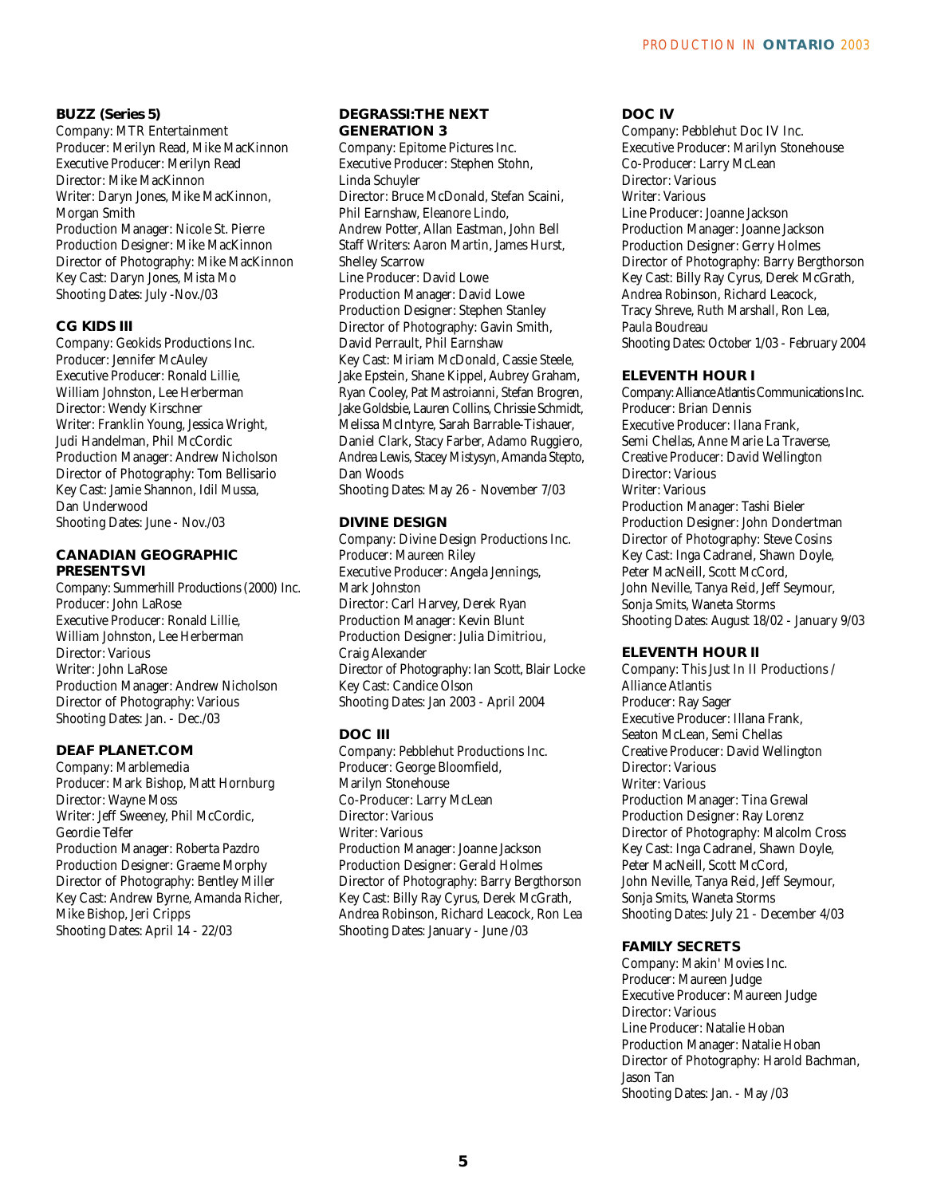### BUZZ (Series 5)

Company: MTR Entertainment
Producer: Merilyn Read, Mike MacKinnon
Executive Producer: Merilyn Read
Director: Mike MacKinnon
Writer: Daryn Jones, Mike MacKinnon, Morgan Smith
Production Manager: Nicole St. Pierre
Production Designer: Mike MacKinnon
Director of Photography: Mike MacKinnon
Key Cast: Daryn Jones, Mista Mo
Shooting Dates: July -Nov./03

### CG KIDS III

Company: Geokids Productions Inc.
Producer: Jennifer McAuley
Executive Producer: Ronald Lillie, William Johnston, Lee Herberman
Director: Wendy Kirschner
Writer: Franklin Young, Jessica Wright, Judi Handelman, Phil McCordic
Production Manager: Andrew Nicholson
Director of Photography: Tom Bellisario
Key Cast: Jamie Shannon, Idil Mussa, Dan Underwood
Shooting Dates: June - Nov./03

### CANADIAN GEOGRAPHIC PRESENTS VI

Company: Summerhill Productions (2000) Inc.
Producer: John LaRose
Executive Producer: Ronald Lillie, William Johnston, Lee Herberman
Director: Various
Writer: John LaRose
Production Manager: Andrew Nicholson
Director of Photography: Various
Shooting Dates: Jan. - Dec./03

### DEAF PLANET.COM

Company: Marblemedia
Producer: Mark Bishop, Matt Hornburg
Director: Wayne Moss
Writer: Jeff Sweeney, Phil McCordic, Geordie Telfer
Production Manager: Roberta Pazdro
Production Designer: Graeme Morphy
Director of Photography: Bentley Miller
Key Cast: Andrew Byrne, Amanda Richer, Mike Bishop, Jeri Cripps
Shooting Dates: April 14 - 22/03

### DEGRASSI:THE NEXT GENERATION 3

Company: Epitome Pictures Inc.
Executive Producer: Stephen Stohn, Linda Schuyler
Director: Bruce McDonald, Stefan Scaini, Phil Earnshaw, Eleanore Lindo, Andrew Potter, Allan Eastman, John Bell
Staff Writers: Aaron Martin, James Hurst, Shelley Scarrow
Line Producer: David Lowe
Production Manager: David Lowe
Production Designer: Stephen Stanley
Director of Photography: Gavin Smith, David Perrault, Phil Earnshaw
Key Cast: Miriam McDonald, Cassie Steele, Jake Epstein, Shane Kippel, Aubrey Graham, Ryan Cooley, Pat Mastroianni, Stefan Brogren, Jake Goldsbie, Lauren Collins, Chrissie Schmidt, Melissa McIntyre, Sarah Barrable-Tishauer, Daniel Clark, Stacy Farber, Adamo Ruggiero, Andrea Lewis, Stacey Mistysyn, Amanda Stepto, Dan Woods
Shooting Dates: May 26 - November 7/03

### DIVINE DESIGN

Company: Divine Design Productions Inc.
Producer: Maureen Riley
Executive Producer: Angela Jennings, Mark Johnston
Director: Carl Harvey, Derek Ryan
Production Manager: Kevin Blunt
Production Designer: Julia Dimitriou, Craig Alexander
Director of Photography: Ian Scott, Blair Locke
Key Cast: Candice Olson
Shooting Dates: Jan 2003 - April 2004

### DOC III

Company: Pebblehut Productions Inc.
Producer: George Bloomfield, Marilyn Stonehouse
Co-Producer: Larry McLean
Director: Various
Writer: Various
Production Manager: Joanne Jackson
Production Designer: Gerald Holmes
Director of Photography: Barry Bergthorson
Key Cast: Billy Ray Cyrus, Derek McGrath, Andrea Robinson, Richard Leacock, Ron Lea
Shooting Dates: January - June /03

### DOC IV

Company: Pebblehut Doc IV Inc.
Executive Producer: Marilyn Stonehouse
Co-Producer: Larry McLean
Director: Various
Writer: Various
Line Producer: Joanne Jackson
Production Manager: Joanne Jackson
Production Designer: Gerry Holmes
Director of Photography: Barry Bergthorson
Key Cast: Billy Ray Cyrus, Derek McGrath, Andrea Robinson, Richard Leacock, Tracy Shreve, Ruth Marshall, Ron Lea, Paula Boudreau
Shooting Dates: October 1/03 - February 2004

### ELEVENTH HOUR I

Company: Alliance Atlantis Communications Inc.
Producer: Brian Dennis
Executive Producer: Ilana Frank, Semi Chellas, Anne Marie La Traverse,
Creative Producer: David Wellington
Director: Various
Writer: Various
Production Manager: Tashi Bieler
Production Designer: John Dondertman
Director of Photography: Steve Cosins
Key Cast: Inga Cadranel, Shawn Doyle, Peter MacNeill, Scott McCord, John Neville, Tanya Reid, Jeff Seymour, Sonja Smits, Waneta Storms
Shooting Dates: August 18/02 - January 9/03

### ELEVENTH HOUR II

Company: This Just In II Productions / Alliance Atlantis
Producer: Ray Sager
Executive Producer: Illana Frank, Seaton McLean, Semi Chellas
Creative Producer: David Wellington
Director: Various
Writer: Various
Production Manager: Tina Grewal
Production Designer: Ray Lorenz
Director of Photography: Malcolm Cross
Key Cast: Inga Cadranel, Shawn Doyle, Peter MacNeill, Scott McCord, John Neville, Tanya Reid, Jeff Seymour, Sonja Smits, Waneta Storms
Shooting Dates: July 21 - December 4/03

### FAMILY SECRETS

Company: Makin' Movies Inc.
Producer: Maureen Judge
Executive Producer: Maureen Judge
Director: Various
Line Producer: Natalie Hoban
Production Manager: Natalie Hoban
Director of Photography: Harold Bachman, Jason Tan
Shooting Dates: Jan. - May /03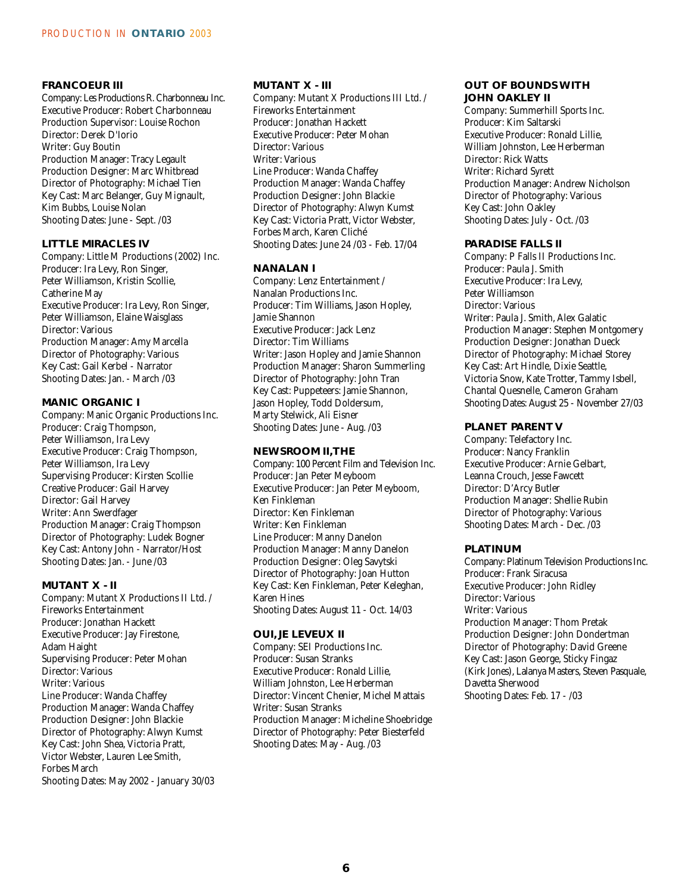### FRANCOEUR III

Company: Les Productions R. Charbonneau Inc.
Executive Producer: Robert Charbonneau
Production Supervisor: Louise Rochon
Director: Derek D'Iorio
Writer: Guy Boutin
Production Manager: Tracy Legault
Production Designer: Marc Whitbread
Director of Photography: Michael Tien
Key Cast: Marc Belanger, Guy Mignault, Kim Bubbs, Louise Nolan
Shooting Dates: June - Sept. /03

### LITTLE MIRACLES IV

Company: Little M Productions (2002) Inc.
Producer: Ira Levy, Ron Singer, Peter Williamson, Kristin Scollie, Catherine May
Executive Producer: Ira Levy, Ron Singer, Peter Williamson, Elaine Waisglass
Director: Various
Production Manager: Amy Marcella
Director of Photography: Various
Key Cast: Gail Kerbel - Narrator
Shooting Dates: Jan. - March /03

### MANIC ORGANIC I

Company: Manic Organic Productions Inc.
Producer: Craig Thompson, Peter Williamson, Ira Levy
Executive Producer: Craig Thompson, Peter Williamson, Ira Levy
Supervising Producer: Kirsten Scollie
Creative Producer: Gail Harvey
Director: Gail Harvey
Writer: Ann Swerdfager
Production Manager: Craig Thompson
Director of Photography: Ludek Bogner
Key Cast: Antony John - Narrator/Host
Shooting Dates: Jan. - June /03

### MUTANT X - II

Company: Mutant X Productions II Ltd. / Fireworks Entertainment
Producer: Jonathan Hackett
Executive Producer: Jay Firestone, Adam Haight
Supervising Producer: Peter Mohan
Director: Various
Writer: Various
Line Producer: Wanda Chaffey
Production Manager: Wanda Chaffey
Production Designer: John Blackie
Director of Photography: Alwyn Kumst
Key Cast: John Shea, Victoria Pratt, Victor Webster, Lauren Lee Smith, Forbes March
Shooting Dates: May 2002 - January 30/03

### MUTANT X - III

Company: Mutant X Productions III Ltd. / Fireworks Entertainment
Producer: Jonathan Hackett
Executive Producer: Peter Mohan
Director: Various
Writer: Various
Line Producer: Wanda Chaffey
Production Manager: Wanda Chaffey
Production Designer: John Blackie
Director of Photography: Alwyn Kumst
Key Cast: Victoria Pratt, Victor Webster, Forbes March, Karen Cliché
Shooting Dates: June 24 /03 - Feb. 17/04

### NANALAN I

Company: Lenz Entertainment / Nanalan Productions Inc.
Producer: Tim Williams, Jason Hopley, Jamie Shannon
Executive Producer: Jack Lenz
Director: Tim Williams
Writer: Jason Hopley and Jamie Shannon
Production Manager: Sharon Summerling
Director of Photography: John Tran
Key Cast: Puppeteers: Jamie Shannon, Jason Hopley, Todd Doldersum, Marty Stelwick, Ali Eisner
Shooting Dates: June - Aug. /03

### NEWSROOM II, THE

Company: 100 Percent Film and Television Inc.
Producer: Jan Peter Meyboom
Executive Producer: Jan Peter Meyboom, Ken Finkleman
Director: Ken Finkleman
Writer: Ken Finkleman
Line Producer: Manny Danelon
Production Manager: Manny Danelon
Production Designer: Oleg Savytski
Director of Photography: Joan Hutton
Key Cast: Ken Finkleman, Peter Keleghan, Karen Hines
Shooting Dates: August 11 - Oct. 14/03

### OUI, JE LEVEUX II

Company: SEI Productions Inc.
Producer: Susan Stranks
Executive Producer: Ronald Lillie, William Johnston, Lee Herberman
Director: Vincent Chenier, Michel Mattais
Writer: Susan Stranks
Production Manager: Micheline Shoebridge
Director of Photography: Peter Biesterfeld
Shooting Dates: May - Aug. /03

### OUT OF BOUNDS WITH JOHN OAKLEY II

Company: Summerhill Sports Inc.
Producer: Kim Saltarski
Executive Producer: Ronald Lillie, William Johnston, Lee Herberman
Director: Rick Watts
Writer: Richard Syrett
Production Manager: Andrew Nicholson
Director of Photography: Various
Key Cast: John Oakley
Shooting Dates: July - Oct. /03

### PARADISE FALLS II

Company: P Falls II Productions Inc.
Producer: Paula J. Smith
Executive Producer: Ira Levy, Peter Williamson
Director: Various
Writer: Paula J. Smith, Alex Galatic
Production Manager: Stephen Montgomery
Production Designer: Jonathan Dueck
Director of Photography: Michael Storey
Key Cast: Art Hindle, Dixie Seattle, Victoria Snow, Kate Trotter, Tammy Isbell, Chantal Quesnelle, Cameron Graham
Shooting Dates: August 25 - November 27/03

### PLANET PARENT V

Company: Telefactory Inc.
Producer: Nancy Franklin
Executive Producer: Arnie Gelbart, Leanna Crouch, Jesse Fawcett
Director: D'Arcy Butler
Production Manager: Shellie Rubin
Director of Photography: Various
Shooting Dates: March - Dec. /03

### PLATINUM

Company: Platinum Television Productions Inc.
Producer: Frank Siracusa
Executive Producer: John Ridley
Director: Various
Writer: Various
Production Manager: Thom Pretak
Production Designer: John Dondertman
Director of Photography: David Greene
Key Cast: Jason George, Sticky Fingaz (Kirk Jones), Lalanya Masters, Steven Pasquale, Davetta Sherwood
Shooting Dates: Feb. 17 - /03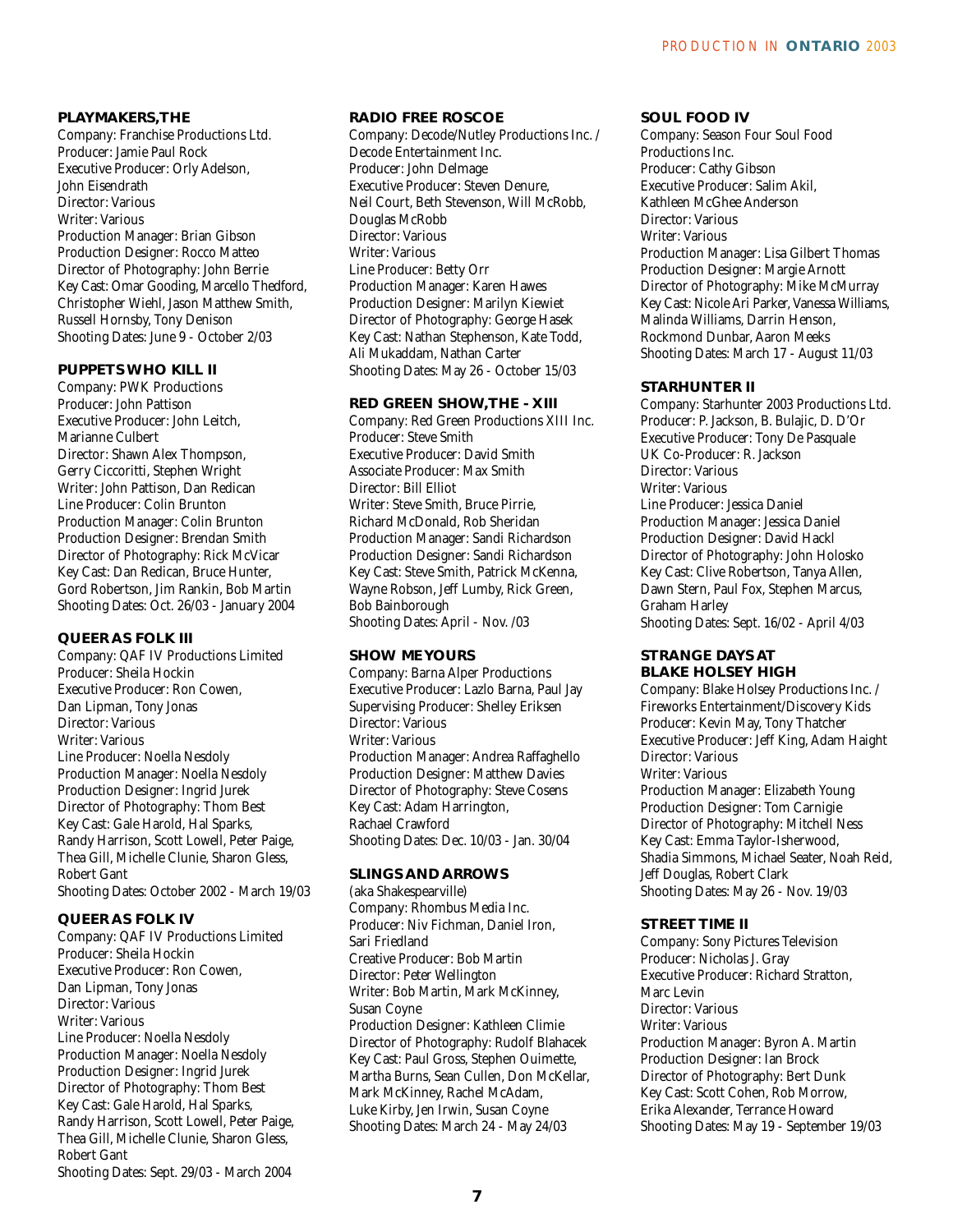### PLAYMAKERS,THE

Company: Franchise Productions Ltd.
Producer: Jamie Paul Rock
Executive Producer: Orly Adelson, John Eisendrath
Director: Various
Writer: Various
Production Manager: Brian Gibson
Production Designer: Rocco Matteo
Director of Photography: John Berrie
Key Cast: Omar Gooding, Marcello Thedford, Christopher Wiehl, Jason Matthew Smith, Russell Hornsby, Tony Denison
Shooting Dates: June 9 - October 2/03

### PUPPETS WHO KILL II

Company: PWK Productions
Producer: John Pattison
Executive Producer: John Leitch, Marianne Culbert
Director: Shawn Alex Thompson, Gerry Ciccoritti, Stephen Wright
Writer: John Pattison, Dan Redican
Line Producer: Colin Brunton
Production Manager: Colin Brunton
Production Designer: Brendan Smith
Director of Photography: Rick McVicar
Key Cast: Dan Redican, Bruce Hunter, Gord Robertson, Jim Rankin, Bob Martin
Shooting Dates: Oct. 26/03 - January 2004

### QUEER AS FOLK III

Company: QAF IV Productions Limited
Producer: Sheila Hockin
Executive Producer: Ron Cowen, Dan Lipman, Tony Jonas
Director: Various
Writer: Various
Line Producer: Noella Nesdoly
Production Manager: Noella Nesdoly
Production Designer: Ingrid Jurek
Director of Photography: Thom Best
Key Cast: Gale Harold, Hal Sparks, Randy Harrison, Scott Lowell, Peter Paige, Thea Gill, Michelle Clunie, Sharon Gless, Robert Gant
Shooting Dates: October 2002 - March 19/03

### QUEER AS FOLK IV

Company: QAF IV Productions Limited
Producer: Sheila Hockin
Executive Producer: Ron Cowen, Dan Lipman, Tony Jonas
Director: Various
Writer: Various
Line Producer: Noella Nesdoly
Production Manager: Noella Nesdoly
Production Designer: Ingrid Jurek
Director of Photography: Thom Best
Key Cast: Gale Harold, Hal Sparks, Randy Harrison, Scott Lowell, Peter Paige, Thea Gill, Michelle Clunie, Sharon Gless, Robert Gant
Shooting Dates: Sept. 29/03 - March 2004

### RADIO FREE ROSCOE

Company: Decode/Nutley Productions Inc. / Decode Entertainment Inc.
Producer: John Delmage
Executive Producer: Steven Denure, Neil Court, Beth Stevenson, Will McRobb, Douglas McRobb
Director: Various
Writer: Various
Line Producer: Betty Orr
Production Manager: Karen Hawes
Production Designer: Marilyn Kiewiet
Director of Photography: George Hasek
Key Cast: Nathan Stephenson, Kate Todd, Ali Mukaddam, Nathan Carter
Shooting Dates: May 26 - October 15/03

### RED GREEN SHOW,THE - XIII

Company: Red Green Productions XIII Inc.
Producer: Steve Smith
Executive Producer: David Smith
Associate Producer: Max Smith
Director: Bill Elliot
Writer: Steve Smith, Bruce Pirrie, Richard McDonald, Rob Sheridan
Production Manager: Sandi Richardson
Production Designer: Sandi Richardson
Key Cast: Steve Smith, Patrick McKenna, Wayne Robson, Jeff Lumby, Rick Green, Bob Bainborough
Shooting Dates: April - Nov. /03

### SHOW ME YOURS

Company: Barna Alper Productions
Executive Producer: Lazlo Barna, Paul Jay
Supervising Producer: Shelley Eriksen
Director: Various
Writer: Various
Production Manager: Andrea Raffaghello
Production Designer: Matthew Davies
Director of Photography: Steve Cosens
Key Cast: Adam Harrington, Rachael Crawford
Shooting Dates: Dec. 10/03 - Jan. 30/04

### SLINGS AND ARROWS

(aka Shakespearville)
Company: Rhombus Media Inc.
Producer: Niv Fichman, Daniel Iron, Sari Friedland
Creative Producer: Bob Martin
Director: Peter Wellington
Writer: Bob Martin, Mark McKinney, Susan Coyne
Production Designer: Kathleen Climie
Director of Photography: Rudolf Blahacek
Key Cast: Paul Gross, Stephen Ouimette, Martha Burns, Sean Cullen, Don McKellar, Mark McKinney, Rachel McAdam, Luke Kirby, Jen Irwin, Susan Coyne
Shooting Dates: March 24 - May 24/03

### SOUL FOOD IV

Company: Season Four Soul Food Productions Inc.
Producer: Cathy Gibson
Executive Producer: Salim Akil, Kathleen McGhee Anderson
Director: Various
Writer: Various
Production Manager: Lisa Gilbert Thomas
Production Designer: Margie Arnott
Director of Photography: Mike McMurray
Key Cast: Nicole Ari Parker, Vanessa Williams, Malinda Williams, Darrin Henson, Rockmond Dunbar, Aaron Meeks
Shooting Dates: March 17 - August 11/03

### STARHUNTER II

Company: Starhunter 2003 Productions Ltd.
Producer: P. Jackson, B. Bulajic, D. D'Or
Executive Producer: Tony De Pasquale
UK Co-Producer: R. Jackson
Director: Various
Writer: Various
Line Producer: Jessica Daniel
Production Manager: Jessica Daniel
Production Designer: David Hackl
Director of Photography: John Holosko
Key Cast: Clive Robertson, Tanya Allen, Dawn Stern, Paul Fox, Stephen Marcus, Graham Harley
Shooting Dates: Sept. 16/02 - April 4/03

### STRANGE DAYS AT BLAKE HOLSEY HIGH

Company: Blake Holsey Productions Inc. / Fireworks Entertainment/Discovery Kids
Producer: Kevin May, Tony Thatcher
Executive Producer: Jeff King, Adam Haight
Director: Various
Writer: Various
Production Manager: Elizabeth Young
Production Designer: Tom Carnigie
Director of Photography: Mitchell Ness
Key Cast: Emma Taylor-Isherwood, Shadia Simmons, Michael Seater, Noah Reid, Jeff Douglas, Robert Clark
Shooting Dates: May 26 - Nov. 19/03

### STREET TIME II

Company: Sony Pictures Television
Producer: Nicholas J. Gray
Executive Producer: Richard Stratton, Marc Levin
Director: Various
Writer: Various
Production Manager: Byron A. Martin
Production Designer: Ian Brock
Director of Photography: Bert Dunk
Key Cast: Scott Cohen, Rob Morrow, Erika Alexander, Terrance Howard
Shooting Dates: May 19 - September 19/03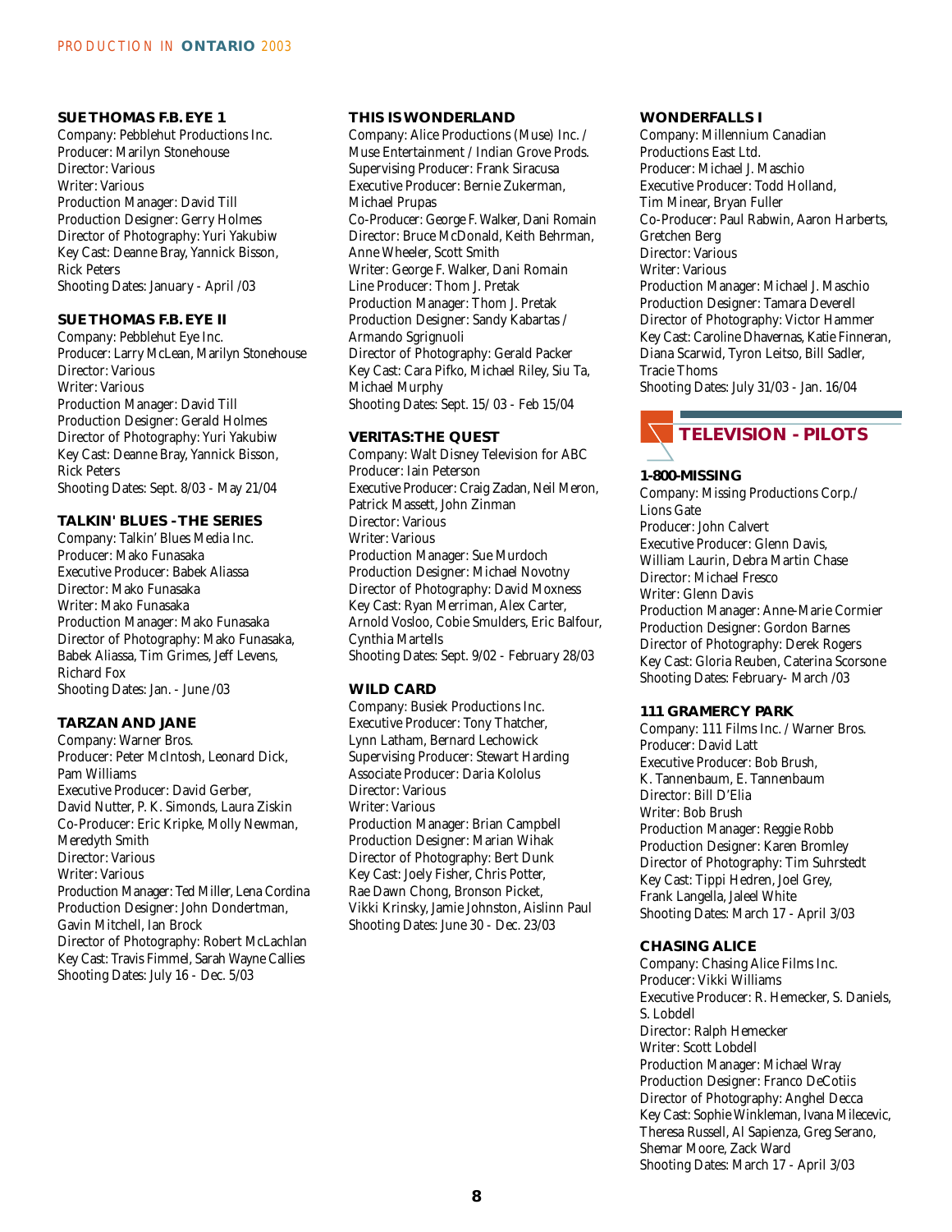### SUE THOMAS F.B. EYE 1

Company: Pebblehut Productions Inc.
Producer: Marilyn Stonehouse
Director: Various
Writer: Various
Production Manager: David Till
Production Designer: Gerry Holmes
Director of Photography: Yuri Yakubiw
Key Cast: Deanne Bray, Yannick Bisson, Rick Peters
Shooting Dates: January - April /03

### SUE THOMAS F.B. EYE II

Company: Pebblehut Eye Inc.
Producer: Larry McLean, Marilyn Stonehouse
Director: Various
Writer: Various
Production Manager: David Till
Production Designer: Gerald Holmes
Director of Photography: Yuri Yakubiw
Key Cast: Deanne Bray, Yannick Bisson, Rick Peters
Shooting Dates: Sept. 8/03 - May 21/04

### TALKIN' BLUES - THE SERIES

Company: Talkin' Blues Media Inc.
Producer: Mako Funasaka
Executive Producer: Babek Aliassa
Director: Mako Funasaka
Writer: Mako Funasaka
Production Manager: Mako Funasaka
Director of Photography: Mako Funasaka, Babek Aliassa, Tim Grimes, Jeff Levens, Richard Fox
Shooting Dates: Jan. - June /03

### TARZAN AND JANE

Company: Warner Bros.
Producer: Peter McIntosh, Leonard Dick, Pam Williams
Executive Producer: David Gerber, David Nutter, P. K. Simonds, Laura Ziskin
Co-Producer: Eric Kripke, Molly Newman, Meredyth Smith
Director: Various
Writer: Various
Production Manager: Ted Miller, Lena Cordina
Production Designer: John Dondertman, Gavin Mitchell, Ian Brock
Director of Photography: Robert McLachlan
Key Cast: Travis Fimmel, Sarah Wayne Callies
Shooting Dates: July 16 - Dec. 5/03

### THIS IS WONDERLAND

Company: Alice Productions (Muse) Inc. / Muse Entertainment / Indian Grove Prods.
Supervising Producer: Frank Siracusa
Executive Producer: Bernie Zukerman, Michael Prupas
Co-Producer: George F. Walker, Dani Romain
Director: Bruce McDonald, Keith Behrman, Anne Wheeler, Scott Smith
Writer: George F. Walker, Dani Romain
Line Producer: Thom J. Pretak
Production Manager: Thom J. Pretak
Production Designer: Sandy Kabartas / Armando Sgrignuoli
Director of Photography: Gerald Packer
Key Cast: Cara Pifko, Michael Riley, Siu Ta, Michael Murphy
Shooting Dates: Sept. 15/ 03 - Feb 15/04

### VERITAS: THE QUEST

Company: Walt Disney Television for ABC
Producer: Iain Peterson
Executive Producer: Craig Zadan, Neil Meron, Patrick Massett, John Zinman
Director: Various
Writer: Various
Production Manager: Sue Murdoch
Production Designer: Michael Novotny
Director of Photography: David Moxness
Key Cast: Ryan Merriman, Alex Carter, Arnold Vosloo, Cobie Smulders, Eric Balfour, Cynthia Martells
Shooting Dates: Sept. 9/02 - February 28/03

### WILD CARD

Company: Busiek Productions Inc.
Executive Producer: Tony Thatcher, Lynn Latham, Bernard Lechowick
Supervising Producer: Stewart Harding
Associate Producer: Daria Kololus
Director: Various
Writer: Various
Production Manager: Brian Campbell
Production Designer: Marian Wihak
Director of Photography: Bert Dunk
Key Cast: Joely Fisher, Chris Potter, Rae Dawn Chong, Bronson Picket, Vikki Krinsky, Jamie Johnston, Aislinn Paul
Shooting Dates: June 30 - Dec. 23/03

### WONDERFALLS I

Company: Millennium Canadian Productions East Ltd.
Producer: Michael J. Maschio
Executive Producer: Todd Holland, Tim Minear, Bryan Fuller
Co-Producer: Paul Rabwin, Aaron Harberts, Gretchen Berg
Director: Various
Writer: Various
Production Manager: Michael J. Maschio
Production Designer: Tamara Deverell
Director of Photography: Victor Hammer
Key Cast: Caroline Dhavernas, Katie Finneran, Diana Scarwid, Tyron Leitso, Bill Sadler, Tracie Thoms
Shooting Dates: July 31/03 - Jan. 16/04

## TELEVISION - PILOTS

### 1-800-MISSING

Company: Missing Productions Corp./ Lions Gate
Producer: John Calvert
Executive Producer: Glenn Davis, William Laurin, Debra Martin Chase
Director: Michael Fresco
Writer: Glenn Davis
Production Manager: Anne-Marie Cormier
Production Designer: Gordon Barnes
Director of Photography: Derek Rogers
Key Cast: Gloria Reuben, Caterina Scorsone
Shooting Dates: February- March /03

### 111 GRAMERCY PARK

Company: 111 Films Inc. / Warner Bros.
Producer: David Latt
Executive Producer: Bob Brush, K. Tannenbaum, E. Tannenbaum
Director: Bill D'Elia
Writer: Bob Brush
Production Manager: Reggie Robb
Production Designer: Karen Bromley
Director of Photography: Tim Suhrstedt
Key Cast: Tippi Hedren, Joel Grey, Frank Langella, Jaleel White
Shooting Dates: March 17 - April 3/03

### CHASING ALICE

Company: Chasing Alice Films Inc.
Producer: Vikki Williams
Executive Producer: R. Hemecker, S. Daniels, S. Lobdell
Director: Ralph Hemecker
Writer: Scott Lobdell
Production Manager: Michael Wray
Production Designer: Franco DeCotiis
Director of Photography: Anghel Decca
Key Cast: Sophie Winkleman, Ivana Milecevic, Theresa Russell, Al Sapienza, Greg Serano, Shemar Moore, Zack Ward
Shooting Dates: March 17 - April 3/03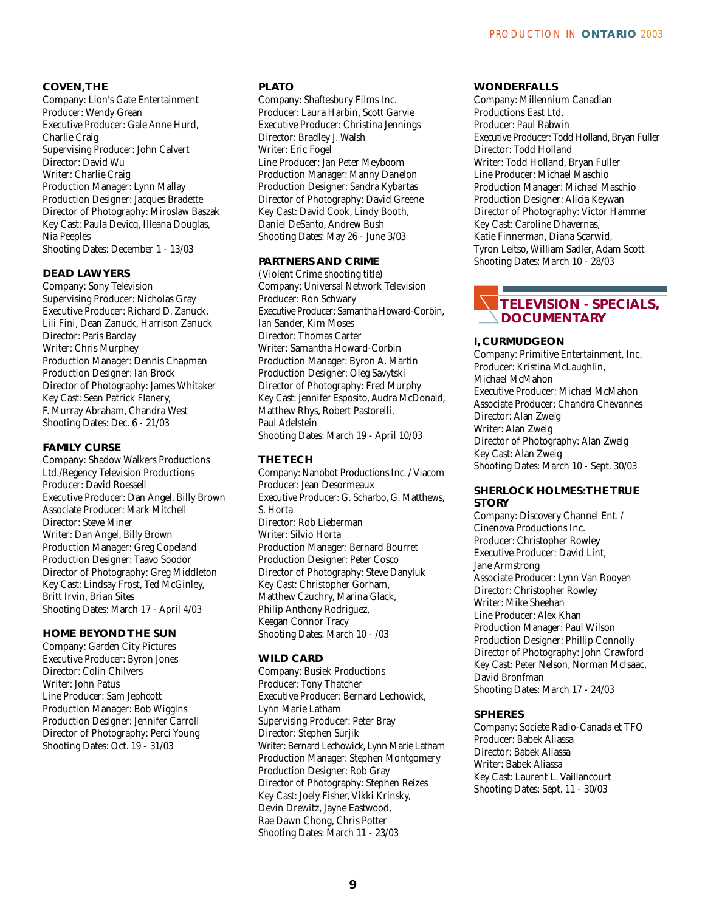### COVEN,THE

Company: Lion's Gate Entertainment
Producer: Wendy Grean
Executive Producer: Gale Anne Hurd, Charlie Craig
Supervising Producer: John Calvert
Director: David Wu
Writer: Charlie Craig
Production Manager: Lynn Mallay
Production Designer: Jacques Bradette
Director of Photography: Miroslaw Baszak
Key Cast: Paula Devicq, Illeana Douglas, Nia Peeples
Shooting Dates: December 1 - 13/03

### DEAD LAWYERS

Company: Sony Television
Supervising Producer: Nicholas Gray
Executive Producer: Richard D. Zanuck, Lili Fini, Dean Zanuck, Harrison Zanuck
Director: Paris Barclay
Writer: Chris Murphey
Production Manager: Dennis Chapman
Production Designer: Ian Brock
Director of Photography: James Whitaker
Key Cast: Sean Patrick Flanery, F. Murray Abraham, Chandra West
Shooting Dates: Dec. 6 - 21/03

### FAMILY CURSE

Company: Shadow Walkers Productions Ltd./Regency Television Productions
Producer: David Roessell
Executive Producer: Dan Angel, Billy Brown
Associate Producer: Mark Mitchell
Director: Steve Miner
Writer: Dan Angel, Billy Brown
Production Manager: Greg Copeland
Production Designer: Taavo Soodor
Director of Photography: Greg Middleton
Key Cast: Lindsay Frost, Ted McGinley, Britt Irvin, Brian Sites
Shooting Dates: March 17 - April 4/03

### HOME BEYOND THE SUN

Company: Garden City Pictures
Executive Producer: Byron Jones
Director: Colin Chilvers
Writer: John Patus
Line Producer: Sam Jephcott
Production Manager: Bob Wiggins
Production Designer: Jennifer Carroll
Director of Photography: Perci Young
Shooting Dates: Oct. 19 - 31/03

### PLATO

Company: Shaftesbury Films Inc.
Producer: Laura Harbin, Scott Garvie
Executive Producer: Christina Jennings
Director: Bradley J. Walsh
Writer: Eric Fogel
Line Producer: Jan Peter Meyboom
Production Manager: Manny Danelon
Production Designer: Sandra Kybartas
Director of Photography: David Greene
Key Cast: David Cook, Lindy Booth, Daniel DeSanto, Andrew Bush
Shooting Dates: May 26 - June 3/03

### PARTNERS AND CRIME

(Violent Crime shooting title)
Company: Universal Network Television
Producer: Ron Schwary
Executive Producer: Samantha Howard-Corbin, Ian Sander, Kim Moses
Director: Thomas Carter
Writer: Samantha Howard-Corbin
Production Manager: Byron A. Martin
Production Designer: Oleg Savytski
Director of Photography: Fred Murphy
Key Cast: Jennifer Esposito, Audra McDonald, Matthew Rhys, Robert Pastorelli, Paul Adelstein
Shooting Dates: March 19 - April 10/03

### THE TECH

Company: Nanobot Productions Inc. / Viacom
Producer: Jean Desormeaux
Executive Producer: G. Scharbo, G. Matthews, S. Horta
Director: Rob Lieberman
Writer: Silvio Horta
Production Manager: Bernard Bourret
Production Designer: Peter Cosco
Director of Photography: Steve Danyluk
Key Cast: Christopher Gorham, Matthew Czuchry, Marina Glack, Philip Anthony Rodriguez, Keegan Connor Tracy
Shooting Dates: March 10 - /03

### WILD CARD

Company: Busiek Productions
Producer: Tony Thatcher
Executive Producer: Bernard Lechowick, Lynn Marie Latham
Supervising Producer: Peter Bray
Director: Stephen Surjik
Writer: Bernard Lechowick, Lynn Marie Latham
Production Manager: Stephen Montgomery
Production Designer: Rob Gray
Director of Photography: Stephen Reizes
Key Cast: Joely Fisher, Vikki Krinsky, Devin Drewitz, Jayne Eastwood, Rae Dawn Chong, Chris Potter
Shooting Dates: March 11 - 23/03

### WONDERFALLS

Company: Millennium Canadian Productions East Ltd.
Producer: Paul Rabwin
Executive Producer: Todd Holland, Bryan Fuller
Director: Todd Holland
Writer: Todd Holland, Bryan Fuller
Line Producer: Michael Maschio
Production Manager: Michael Maschio
Production Designer: Alicia Keywan
Director of Photography: Victor Hammer
Key Cast: Caroline Dhavernas, Katie Finnerman, Diana Scarwid, Tyron Leitso, William Sadler, Adam Scott
Shooting Dates: March 10 - 28/03

## TELEVISION - SPECIALS, DOCUMENTARY

### I, CURMUDGEON

Company: Primitive Entertainment, Inc.
Producer: Kristina McLaughlin, Michael McMahon
Executive Producer: Michael McMahon
Associate Producer: Chandra Chevannes
Director: Alan Zweig
Writer: Alan Zweig
Director of Photography: Alan Zweig
Key Cast: Alan Zweig
Shooting Dates: March 10 - Sept. 30/03

### SHERLOCK HOLMES:THE TRUE STORY

Company: Discovery Channel Ent. / Cinenova Productions Inc.
Producer: Christopher Rowley
Executive Producer: David Lint, Jane Armstrong
Associate Producer: Lynn Van Rooyen
Director: Christopher Rowley
Writer: Mike Sheehan
Line Producer: Alex Khan
Production Manager: Paul Wilson
Production Designer: Phillip Connolly
Director of Photography: John Crawford
Key Cast: Peter Nelson, Norman McIsaac, David Bronfman
Shooting Dates: March 17 - 24/03

### SPHERES

Company: Societe Radio-Canada et TFO
Producer: Babek Aliassa
Director: Babek Aliassa
Writer: Babek Aliassa
Key Cast: Laurent L. Vaillancourt
Shooting Dates: Sept. 11 - 30/03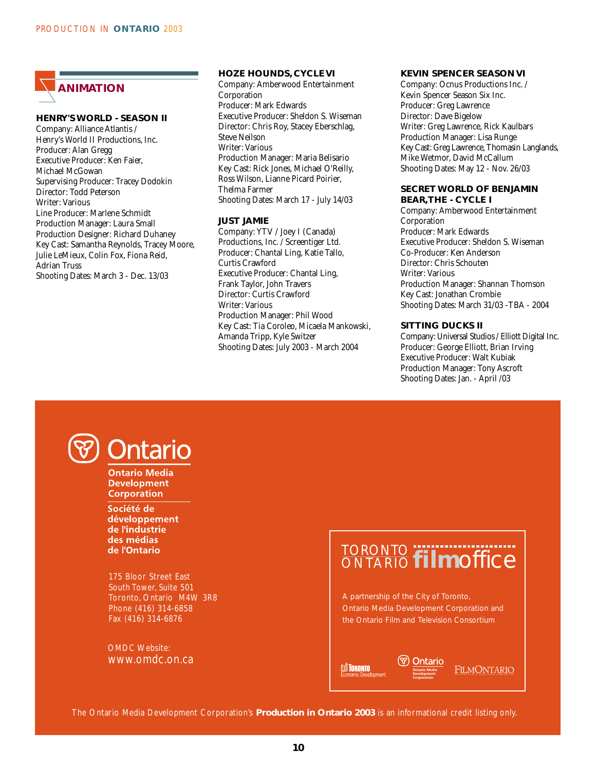## ANIMATION

**HENRY'S WORLD - SEASON II**
Company: Alliance Atlantis / Henry's World II Productions, Inc.
Producer: Alan Gregg
Executive Producer: Ken Faier, Michael McGowan
Supervising Producer: Tracey Dodokin
Director: Todd Peterson
Writer: Various
Line Producer: Marlene Schmidt
Production Manager: Laura Small
Production Designer: Richard Duhaney
Key Cast: Samantha Reynolds, Tracey Moore, Julie LeMieux, Colin Fox, Fiona Reid, Adrian Truss
Shooting Dates: March 3 - Dec. 13/03

**HOZE HOUNDS, CYCLE VI**
Company: Amberwood Entertainment Corporation
Producer: Mark Edwards
Executive Producer: Sheldon S. Wiseman
Director: Chris Roy, Stacey Eberschlag, Steve Neilson
Writer: Various
Production Manager: Maria Belisario
Key Cast: Rick Jones, Michael O'Reilly, Ross Wilson, Lianne Picard Poirier, Thelma Farmer
Shooting Dates: March 17 - July 14/03

**JUST JAMIE**
Company: YTV / Joey I (Canada) Productions, Inc. / Screentiger Ltd.
Producer: Chantal Ling, Katie Tallo, Curtis Crawford
Executive Producer: Chantal Ling, Frank Taylor, John Travers
Director: Curtis Crawford
Writer: Various
Production Manager: Phil Wood
Key Cast: Tia Coroleo, Micaela Mankowski, Amanda Tripp, Kyle Switzer
Shooting Dates: July 2003 - March 2004

**KEVIN SPENCER SEASON VI**
Company: Ocnus Productions Inc. / Kevin Spencer Season Six Inc.
Producer: Greg Lawrence
Director: Dave Bigelow
Writer: Greg Lawrence, Rick Kaulbars
Production Manager: Lisa Runge
Key Cast: Greg Lawrence, Thomasin Langlands, Mike Wetmor, David McCallum
Shooting Dates: May 12 - Nov. 26/03

**SECRET WORLD OF BENJAMIN BEAR, THE - CYCLE I**
Company: Amberwood Entertainment Corporation
Producer: Mark Edwards
Executive Producer: Sheldon S. Wiseman
Co-Producer: Ken Anderson
Director: Chris Schouten
Writer: Various
Production Manager: Shannan Thomson
Key Cast: Jonathan Crombie
Shooting Dates: March 31/03 -TBA - 2004

**SITTING DUCKS II**
Company: Universal Studios / Elliott Digital Inc.
Producer: George Elliott, Brian Irving
Executive Producer: Walt Kubiak
Production Manager: Tony Ascroft
Shooting Dates: Jan. - April /03

Ontario

**Ontario Media Development Corporation**

**Société de développement de l'industrie des médias de l'Ontario**

175 Bloor Street East
South Tower, Suite 501
Toronto, Ontario M4W 3R8
Phone (416) 314-6858
Fax (416) 314-6876

OMDC Website:
www.omdc.on.ca

TORONTO ONTARIO **film**office

A partnership of the City of Toronto, Ontario Media Development Corporation and the Ontario Film and Television Consortium

Toronto Economic Development — Ontario Media Development Corporation — FilmOntario

The Ontario Media Development Corporation's **Production in Ontario 2003** is an informational credit listing only.